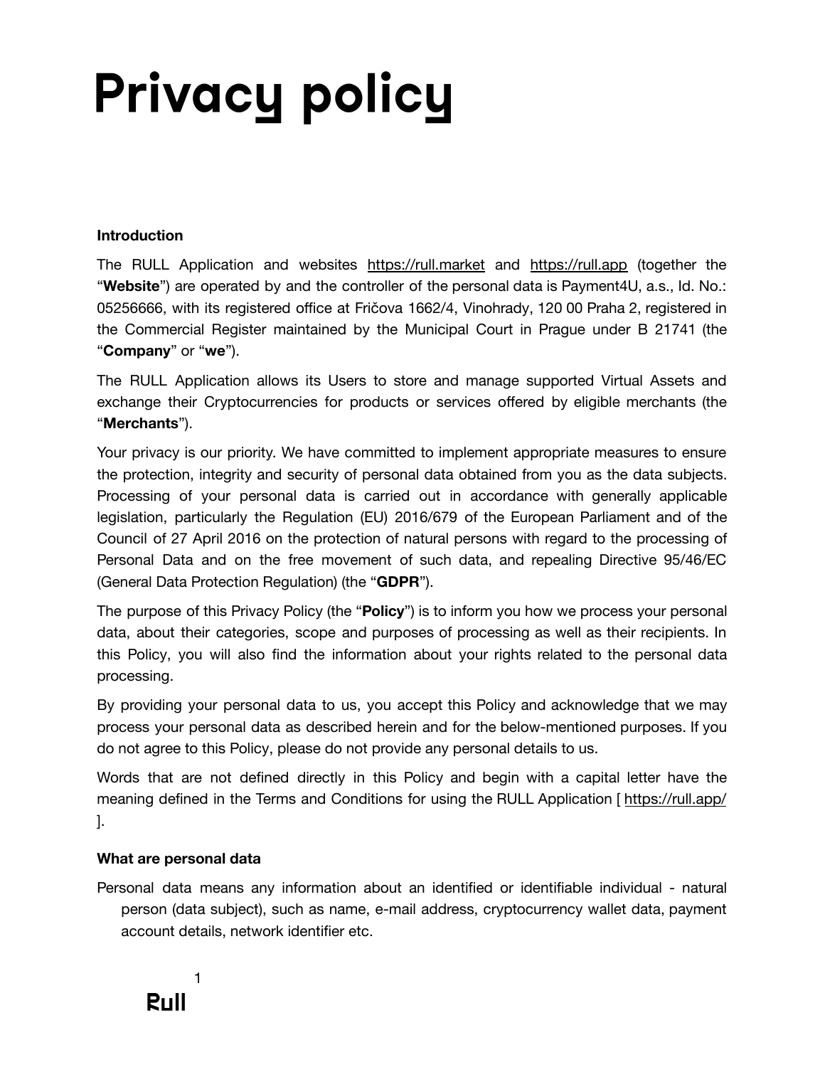# Privacy policy

**Introduction**

The RULL Application and websites https://rull.market and https://rull.app (together the "**Website**") are operated by and the controller of the personal data is Payment4U, a.s., Id. No.: 05256666, with its registered office at Fričova 1662/4, Vinohrady, 120 00 Praha 2, registered in the Commercial Register maintained by the Municipal Court in Prague under B 21741 (the "**Company**" or "**we**").

The RULL Application allows its Users to store and manage supported Virtual Assets and exchange their Cryptocurrencies for products or services offered by eligible merchants (the "**Merchants**").

Your privacy is our priority. We have committed to implement appropriate measures to ensure the protection, integrity and security of personal data obtained from you as the data subjects. Processing of your personal data is carried out in accordance with generally applicable legislation, particularly the Regulation (EU) 2016/679 of the European Parliament and of the Council of 27 April 2016 on the protection of natural persons with regard to the processing of Personal Data and on the free movement of such data, and repealing Directive 95/46/EC (General Data Protection Regulation) (the "**GDPR**").

The purpose of this Privacy Policy (the "**Policy**") is to inform you how we process your personal data, about their categories, scope and purposes of processing as well as their recipients. In this Policy, you will also find the information about your rights related to the personal data processing.

By providing your personal data to us, you accept this Policy and acknowledge that we may process your personal data as described herein and for the below-mentioned purposes. If you do not agree to this Policy, please do not provide any personal details to us.

Words that are not defined directly in this Policy and begin with a capital letter have the meaning defined in the Terms and Conditions for using the RULL Application [ https://rull.app/ ].

**What are personal data**

Personal data means any information about an identified or identifiable individual - natural person (data subject), such as name, e-mail address, cryptocurrency wallet data, payment account details, network identifier etc.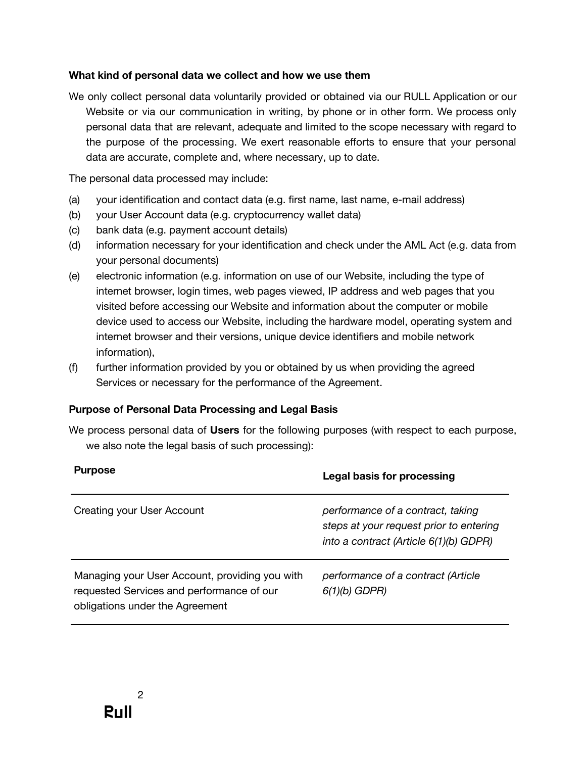### What kind of personal data we collect and how we use them

We only collect personal data voluntarily provided or obtained via our RULL Application or our Website or via our communication in writing, by phone or in other form. We process only personal data that are relevant, adequate and limited to the scope necessary with regard to the purpose of the processing. We exert reasonable efforts to ensure that your personal data are accurate, complete and, where necessary, up to date.

The personal data processed may include:

(a) your identification and contact data (e.g. first name, last name, e-mail address)
(b) your User Account data (e.g. cryptocurrency wallet data)
(c) bank data (e.g. payment account details)
(d) information necessary for your identification and check under the AML Act (e.g. data from your personal documents)
(e) electronic information (e.g. information on use of our Website, including the type of internet browser, login times, web pages viewed, IP address and web pages that you visited before accessing our Website and information about the computer or mobile device used to access our Website, including the hardware model, operating system and internet browser and their versions, unique device identifiers and mobile network information),
(f) further information provided by you or obtained by us when providing the agreed Services or necessary for the performance of the Agreement.

### Purpose of Personal Data Processing and Legal Basis

We process personal data of **Users** for the following purposes (with respect to each purpose, we also note the legal basis of such processing):

| **Purpose** | **Legal basis for processing** |
|---|---|
| Creating your User Account | *performance of a contract, taking steps at your request prior to entering into a contract (Article 6(1)(b) GDPR)* |
| Managing your User Account, providing you with requested Services and performance of our obligations under the Agreement | *performance of a contract (Article 6(1)(b) GDPR)* |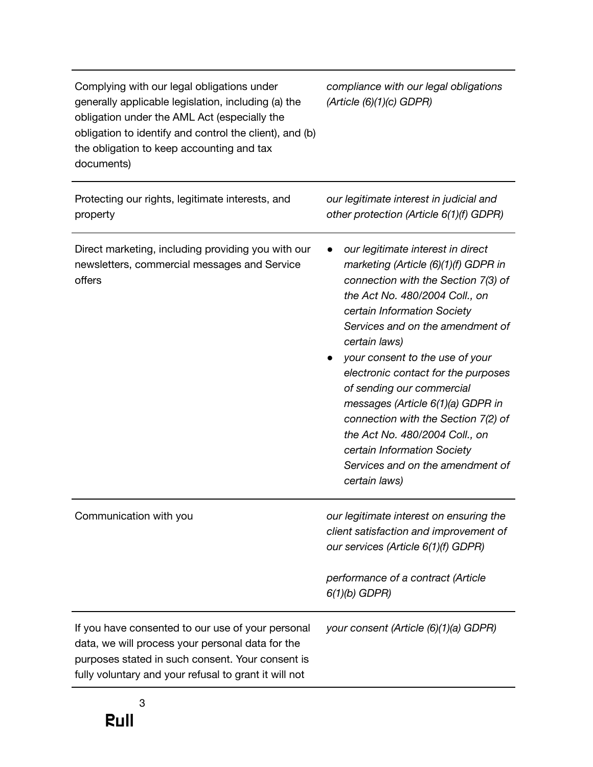| | |
|---|---|
| Complying with our legal obligations under generally applicable legislation, including (a) the obligation under the AML Act (especially the obligation to identify and control the client), and (b) the obligation to keep accounting and tax documents) | *compliance with our legal obligations (Article (6)(1)(c) GDPR)* |
| Protecting our rights, legitimate interests, and property | *our legitimate interest in judicial and other protection (Article 6(1)(f) GDPR)* |
| Direct marketing, including providing you with our newsletters, commercial messages and Service offers | • *our legitimate interest in direct marketing (Article (6)(1)(f) GDPR in connection with the Section 7(3) of the Act No. 480/2004 Coll., on certain Information Society Services and on the amendment of certain laws)*<br>• *your consent to the use of your electronic contact for the purposes of sending our commercial messages (Article 6(1)(a) GDPR in connection with the Section 7(2) of the Act No. 480/2004 Coll., on certain Information Society Services and on the amendment of certain laws)* |
| Communication with you | *our legitimate interest on ensuring the client satisfaction and improvement of our services (Article 6(1)(f) GDPR)*<br><br>*performance of a contract (Article 6(1)(b) GDPR)* |
| If you have consented to our use of your personal data, we will process your personal data for the purposes stated in such consent. Your consent is fully voluntary and your refusal to grant it will not | *your consent (Article (6)(1)(a) GDPR)* |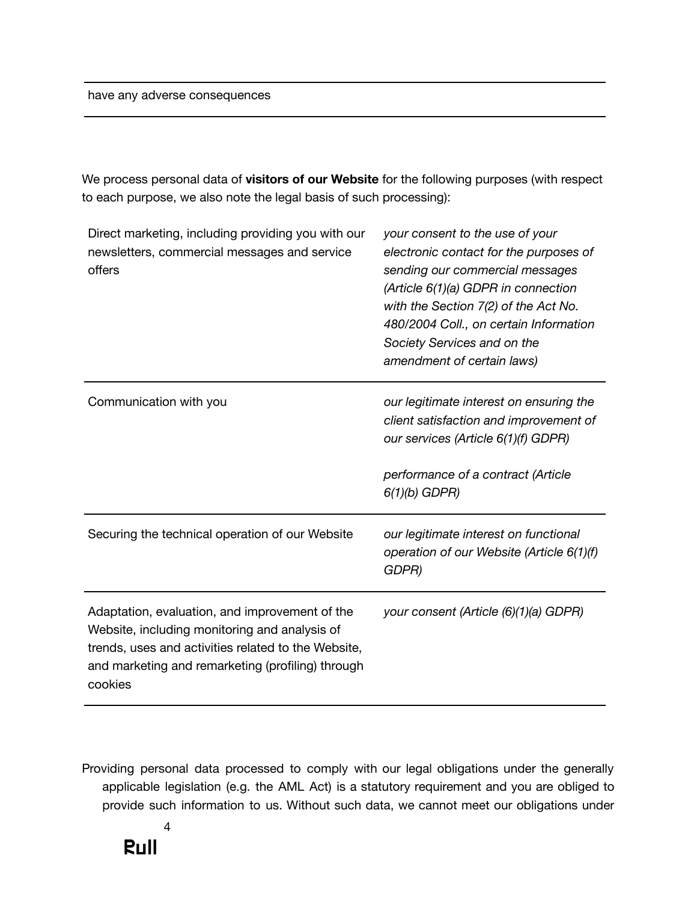| have any adverse consequences |
| --- |

We process personal data of **visitors of our Website** for the following purposes (with respect to each purpose, we also note the legal basis of such processing):

| Purpose | Legal basis |
| --- | --- |
| Direct marketing, including providing you with our newsletters, commercial messages and service offers | *your consent to the use of your electronic contact for the purposes of sending our commercial messages (Article 6(1)(a) GDPR in connection with the Section 7(2) of the Act No. 480/2004 Coll., on certain Information Society Services and on the amendment of certain laws)* |
| Communication with you | *our legitimate interest on ensuring the client satisfaction and improvement of our services (Article 6(1)(f) GDPR)*<br><br>*performance of a contract (Article 6(1)(b) GDPR)* |
| Securing the technical operation of our Website | *our legitimate interest on functional operation of our Website (Article 6(1)(f) GDPR)* |
| Adaptation, evaluation, and improvement of the Website, including monitoring and analysis of trends, uses and activities related to the Website, and marketing and remarketing (profiling) through cookies | *your consent (Article (6)(1)(a) GDPR)* |

Providing personal data processed to comply with our legal obligations under the generally applicable legislation (e.g. the AML Act) is a statutory requirement and you are obliged to provide such information to us. Without such data, we cannot meet our obligations under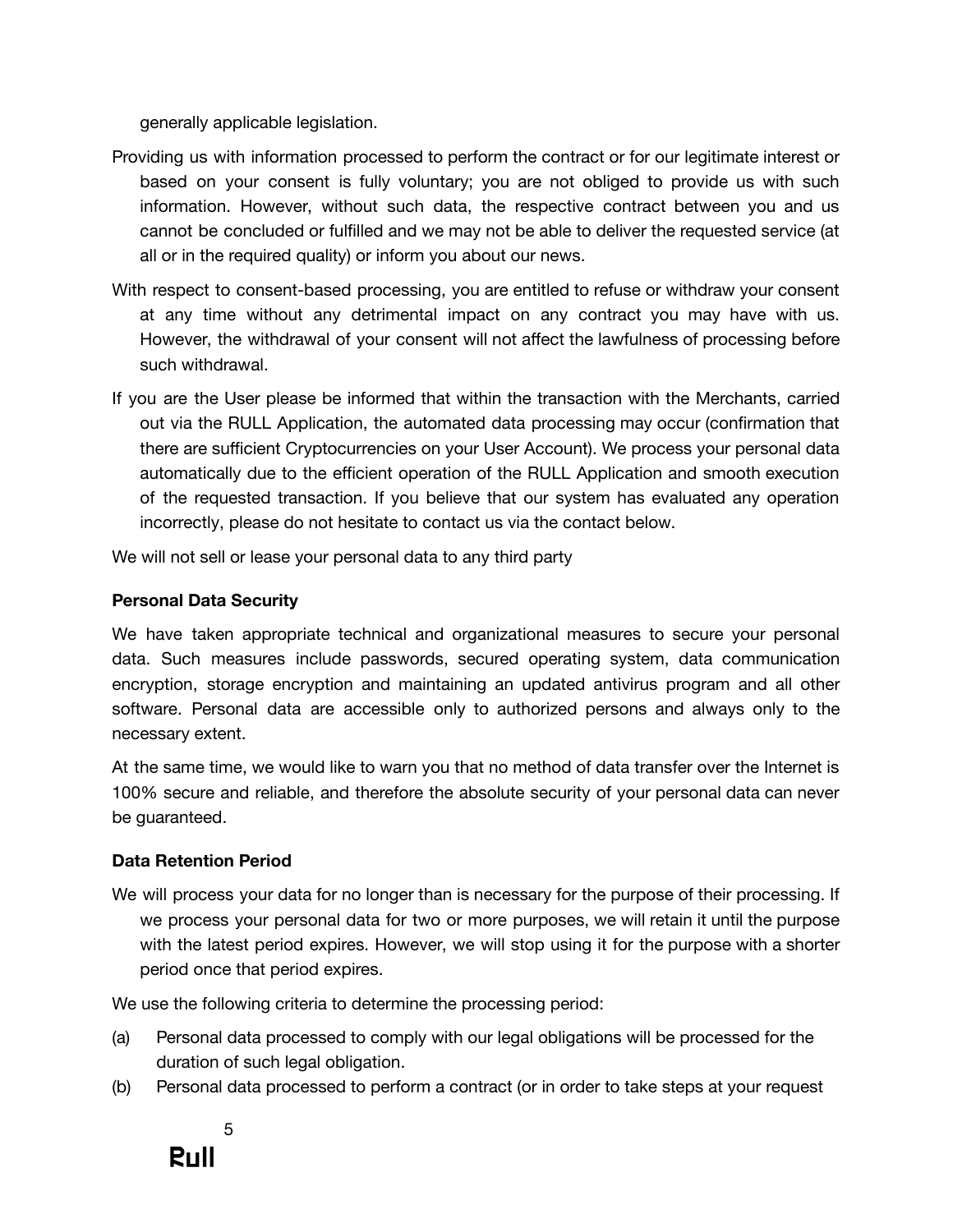generally applicable legislation.

Providing us with information processed to perform the contract or for our legitimate interest or based on your consent is fully voluntary; you are not obliged to provide us with such information. However, without such data, the respective contract between you and us cannot be concluded or fulfilled and we may not be able to deliver the requested service (at all or in the required quality) or inform you about our news.

With respect to consent-based processing, you are entitled to refuse or withdraw your consent at any time without any detrimental impact on any contract you may have with us. However, the withdrawal of your consent will not affect the lawfulness of processing before such withdrawal.

If you are the User please be informed that within the transaction with the Merchants, carried out via the RULL Application, the automated data processing may occur (confirmation that there are sufficient Cryptocurrencies on your User Account). We process your personal data automatically due to the efficient operation of the RULL Application and smooth execution of the requested transaction. If you believe that our system has evaluated any operation incorrectly, please do not hesitate to contact us via the contact below.

We will not sell or lease your personal data to any third party

**Personal Data Security**

We have taken appropriate technical and organizational measures to secure your personal data. Such measures include passwords, secured operating system, data communication encryption, storage encryption and maintaining an updated antivirus program and all other software. Personal data are accessible only to authorized persons and always only to the necessary extent.

At the same time, we would like to warn you that no method of data transfer over the Internet is 100% secure and reliable, and therefore the absolute security of your personal data can never be guaranteed.

**Data Retention Period**

We will process your data for no longer than is necessary for the purpose of their processing. If we process your personal data for two or more purposes, we will retain it until the purpose with the latest period expires. However, we will stop using it for the purpose with a shorter period once that period expires.

We use the following criteria to determine the processing period:

(a) Personal data processed to comply with our legal obligations will be processed for the duration of such legal obligation.

(b) Personal data processed to perform a contract (or in order to take steps at your request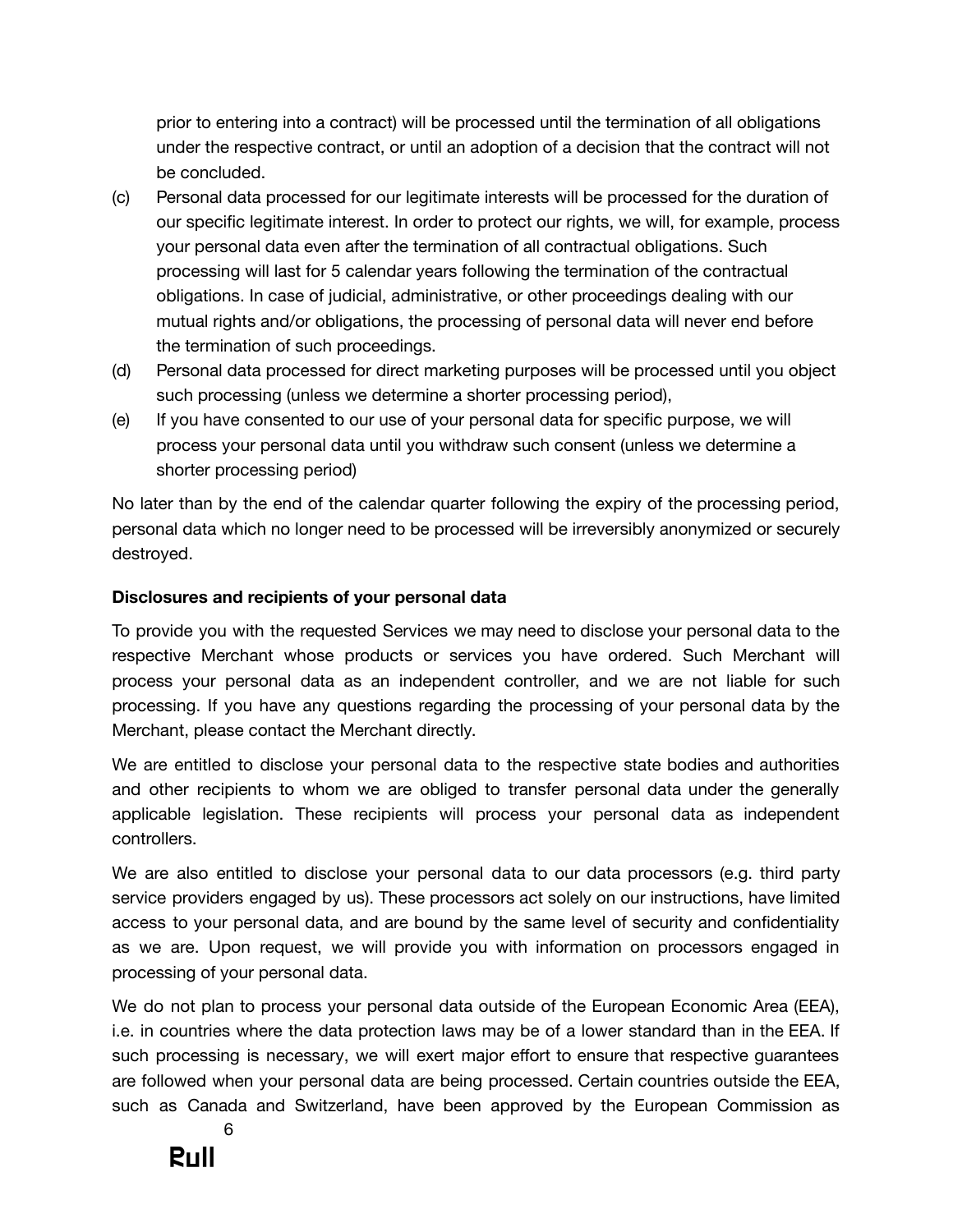prior to entering into a contract) will be processed until the termination of all obligations under the respective contract, or until an adoption of a decision that the contract will not be concluded.

(c) Personal data processed for our legitimate interests will be processed for the duration of our specific legitimate interest. In order to protect our rights, we will, for example, process your personal data even after the termination of all contractual obligations. Such processing will last for 5 calendar years following the termination of the contractual obligations. In case of judicial, administrative, or other proceedings dealing with our mutual rights and/or obligations, the processing of personal data will never end before the termination of such proceedings.

(d) Personal data processed for direct marketing purposes will be processed until you object such processing (unless we determine a shorter processing period),

(e) If you have consented to our use of your personal data for specific purpose, we will process your personal data until you withdraw such consent (unless we determine a shorter processing period)

No later than by the end of the calendar quarter following the expiry of the processing period, personal data which no longer need to be processed will be irreversibly anonymized or securely destroyed.

**Disclosures and recipients of your personal data**

To provide you with the requested Services we may need to disclose your personal data to the respective Merchant whose products or services you have ordered. Such Merchant will process your personal data as an independent controller, and we are not liable for such processing. If you have any questions regarding the processing of your personal data by the Merchant, please contact the Merchant directly.

We are entitled to disclose your personal data to the respective state bodies and authorities and other recipients to whom we are obliged to transfer personal data under the generally applicable legislation. These recipients will process your personal data as independent controllers.

We are also entitled to disclose your personal data to our data processors (e.g. third party service providers engaged by us). These processors act solely on our instructions, have limited access to your personal data, and are bound by the same level of security and confidentiality as we are. Upon request, we will provide you with information on processors engaged in processing of your personal data.

We do not plan to process your personal data outside of the European Economic Area (EEA), i.e. in countries where the data protection laws may be of a lower standard than in the EEA. If such processing is necessary, we will exert major effort to ensure that respective guarantees are followed when your personal data are being processed. Certain countries outside the EEA, such as Canada and Switzerland, have been approved by the European Commission as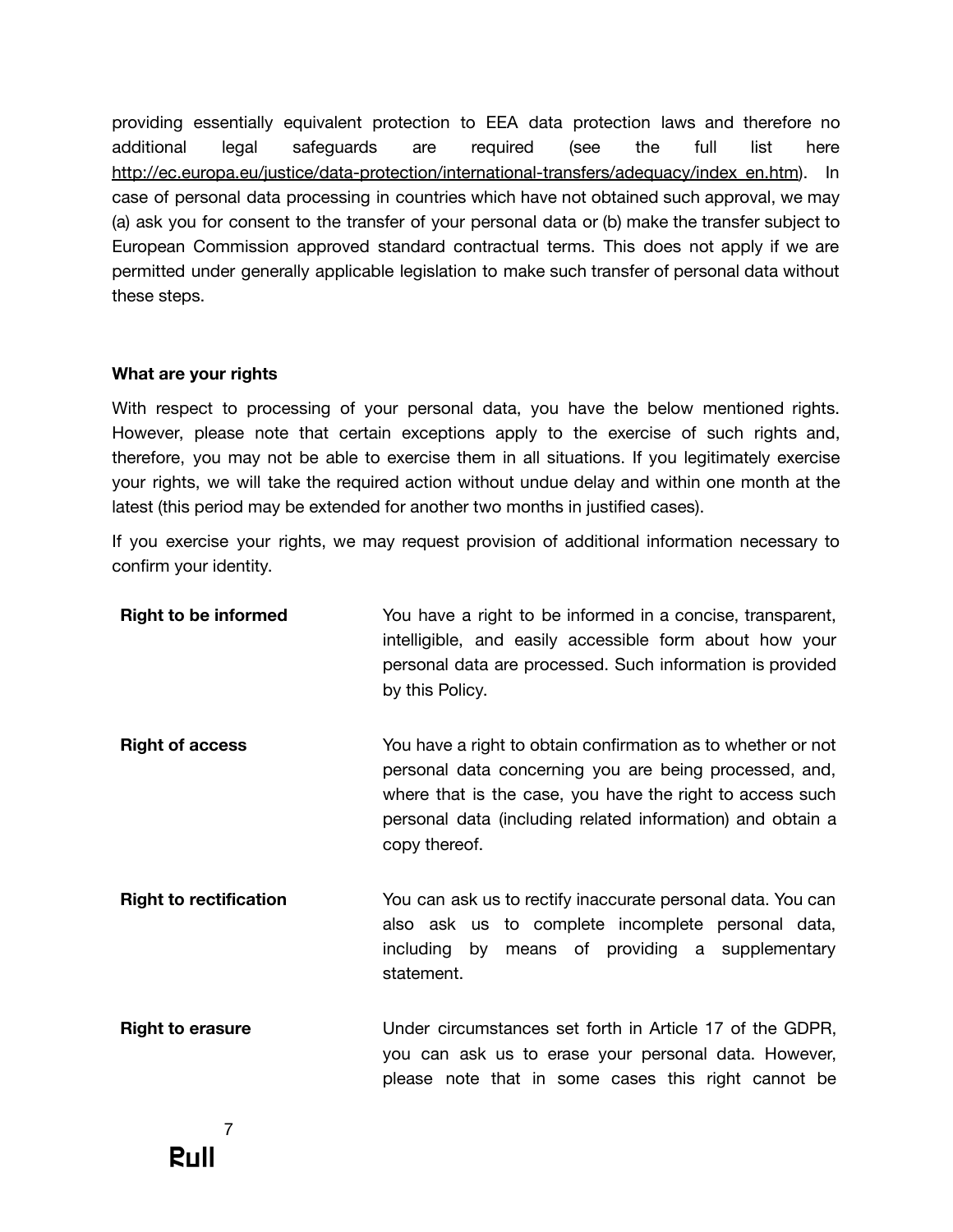providing essentially equivalent protection to EEA data protection laws and therefore no additional legal safeguards are required (see the full list here http://ec.europa.eu/justice/data-protection/international-transfers/adequacy/index_en.htm). In case of personal data processing in countries which have not obtained such approval, we may (a) ask you for consent to the transfer of your personal data or (b) make the transfer subject to European Commission approved standard contractual terms. This does not apply if we are permitted under generally applicable legislation to make such transfer of personal data without these steps.

**What are your rights**

With respect to processing of your personal data, you have the below mentioned rights. However, please note that certain exceptions apply to the exercise of such rights and, therefore, you may not be able to exercise them in all situations. If you legitimately exercise your rights, we will take the required action without undue delay and within one month at the latest (this period may be extended for another two months in justified cases).

If you exercise your rights, we may request provision of additional information necessary to confirm your identity.

| | |
|---|---|
| **Right to be informed** | You have a right to be informed in a concise, transparent, intelligible, and easily accessible form about how your personal data are processed. Such information is provided by this Policy. |
| **Right of access** | You have a right to obtain confirmation as to whether or not personal data concerning you are being processed, and, where that is the case, you have the right to access such personal data (including related information) and obtain a copy thereof. |
| **Right to rectification** | You can ask us to rectify inaccurate personal data. You can also ask us to complete incomplete personal data, including by means of providing a supplementary statement. |
| **Right to erasure** | Under circumstances set forth in Article 17 of the GDPR, you can ask us to erase your personal data. However, please note that in some cases this right cannot be |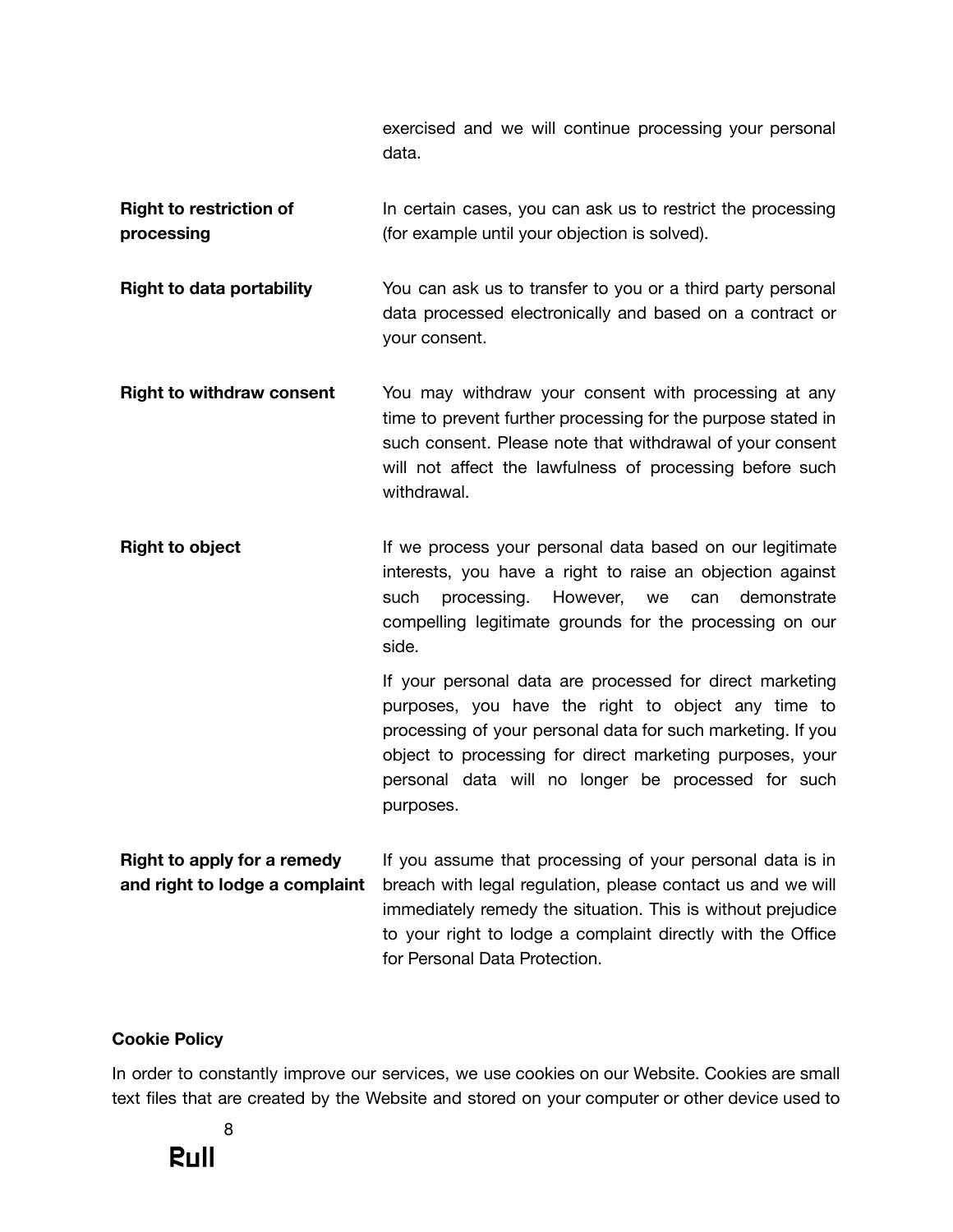| | |
|---|---|
| | exercised and we will continue processing your personal data. |
| **Right to restriction of processing** | In certain cases, you can ask us to restrict the processing (for example until your objection is solved). |
| **Right to data portability** | You can ask us to transfer to you or a third party personal data processed electronically and based on a contract or your consent. |
| **Right to withdraw consent** | You may withdraw your consent with processing at any time to prevent further processing for the purpose stated in such consent. Please note that withdrawal of your consent will not affect the lawfulness of processing before such withdrawal. |
| **Right to object** | If we process your personal data based on our legitimate interests, you have a right to raise an objection against such processing. However, we can demonstrate compelling legitimate grounds for the processing on our side.<br><br>If your personal data are processed for direct marketing purposes, you have the right to object any time to processing of your personal data for such marketing. If you object to processing for direct marketing purposes, your personal data will no longer be processed for such purposes. |
| **Right to apply for a remedy and right to lodge a complaint** | If you assume that processing of your personal data is in breach with legal regulation, please contact us and we will immediately remedy the situation. This is without prejudice to your right to lodge a complaint directly with the Office for Personal Data Protection. |

**Cookie Policy**

In order to constantly improve our services, we use cookies on our Website. Cookies are small text files that are created by the Website and stored on your computer or other device used to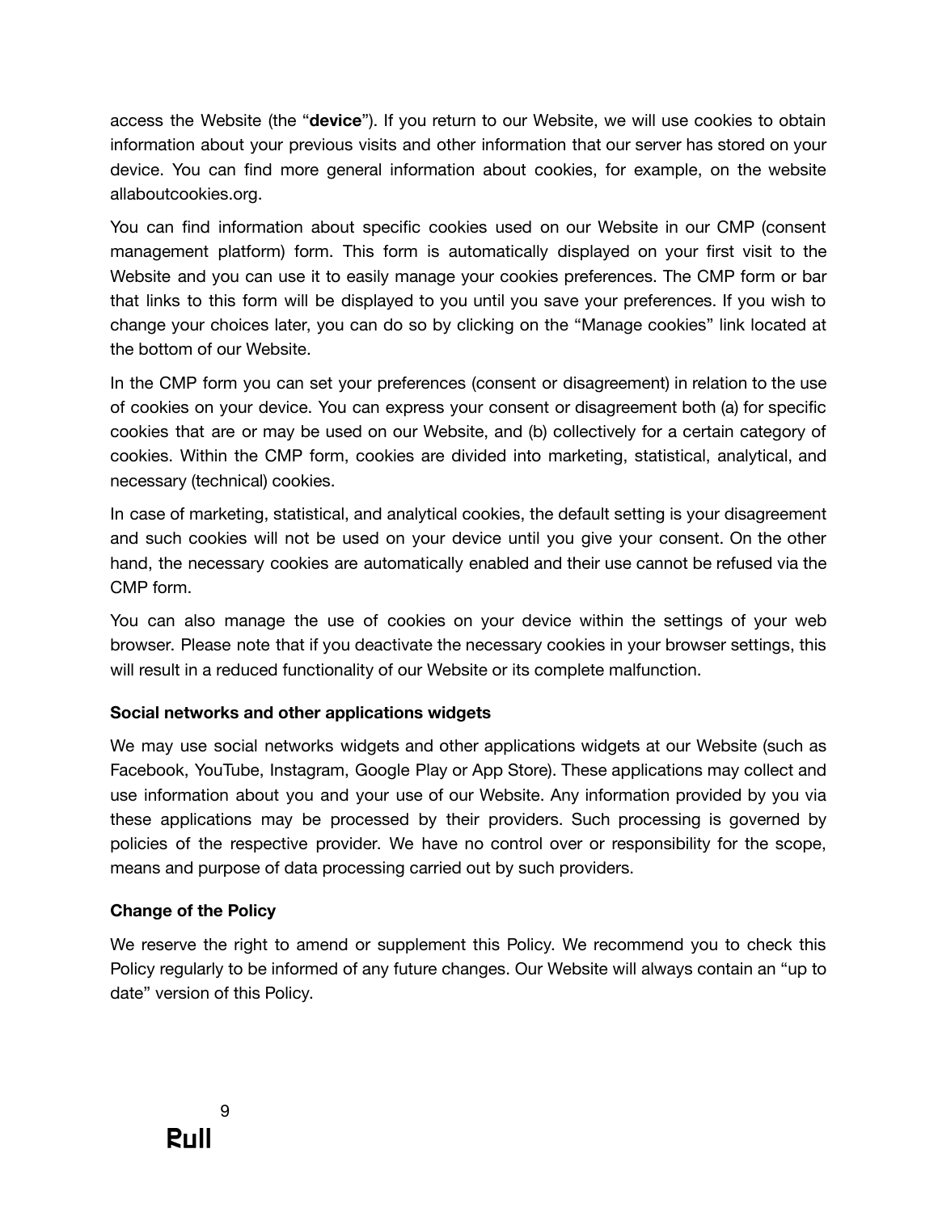access the Website (the "**device**"). If you return to our Website, we will use cookies to obtain information about your previous visits and other information that our server has stored on your device. You can find more general information about cookies, for example, on the website allaboutcookies.org.

You can find information about specific cookies used on our Website in our CMP (consent management platform) form. This form is automatically displayed on your first visit to the Website and you can use it to easily manage your cookies preferences. The CMP form or bar that links to this form will be displayed to you until you save your preferences. If you wish to change your choices later, you can do so by clicking on the "Manage cookies" link located at the bottom of our Website.

In the CMP form you can set your preferences (consent or disagreement) in relation to the use of cookies on your device. You can express your consent or disagreement both (a) for specific cookies that are or may be used on our Website, and (b) collectively for a certain category of cookies. Within the CMP form, cookies are divided into marketing, statistical, analytical, and necessary (technical) cookies.

In case of marketing, statistical, and analytical cookies, the default setting is your disagreement and such cookies will not be used on your device until you give your consent. On the other hand, the necessary cookies are automatically enabled and their use cannot be refused via the CMP form.

You can also manage the use of cookies on your device within the settings of your web browser. Please note that if you deactivate the necessary cookies in your browser settings, this will result in a reduced functionality of our Website or its complete malfunction.

**Social networks and other applications widgets**

We may use social networks widgets and other applications widgets at our Website (such as Facebook, YouTube, Instagram, Google Play or App Store). These applications may collect and use information about you and your use of our Website. Any information provided by you via these applications may be processed by their providers. Such processing is governed by policies of the respective provider. We have no control over or responsibility for the scope, means and purpose of data processing carried out by such providers.

**Change of the Policy**

We reserve the right to amend or supplement this Policy. We recommend you to check this Policy regularly to be informed of any future changes. Our Website will always contain an "up to date" version of this Policy.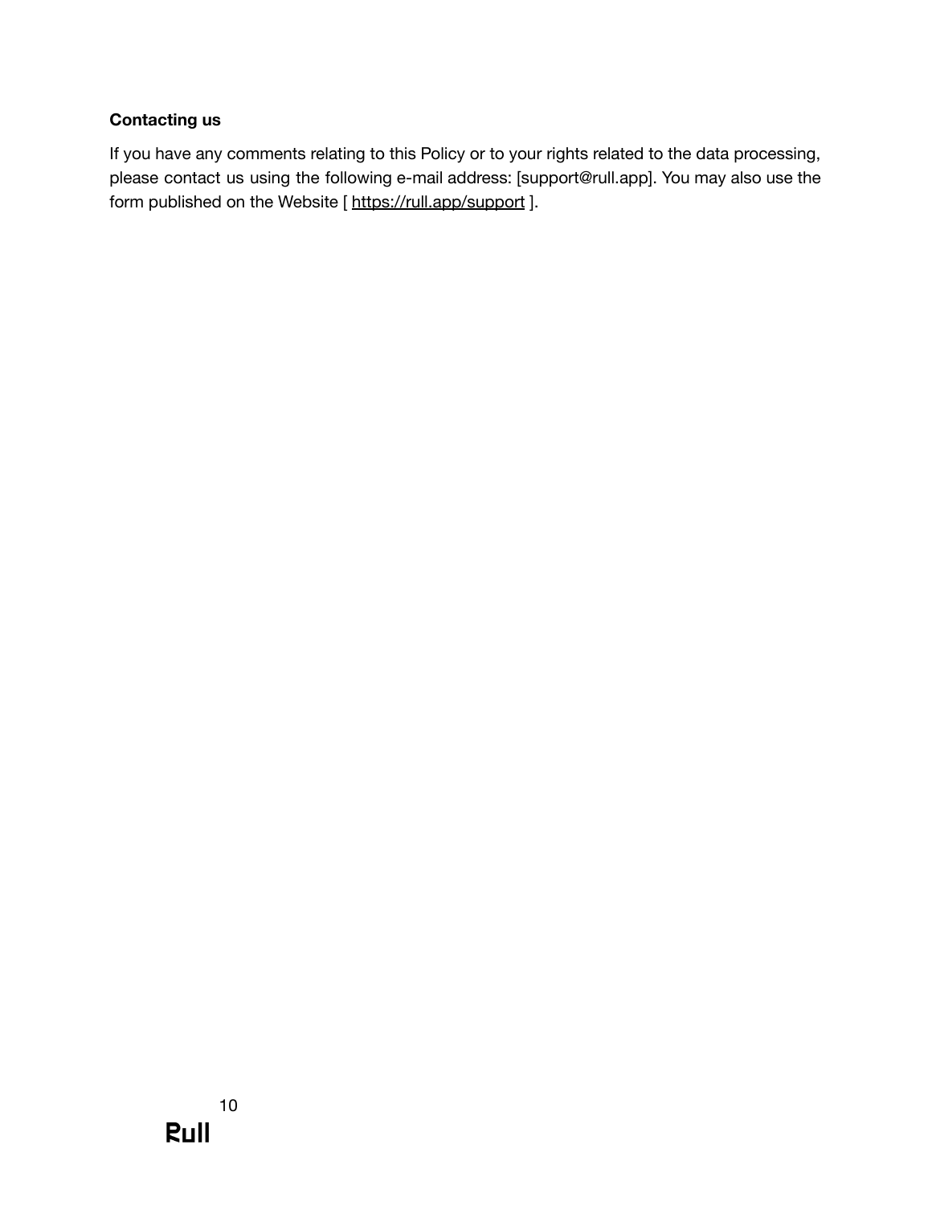**Contacting us**

If you have any comments relating to this Policy or to your rights related to the data processing, please contact us using the following e-mail address: [support@rull.app]. You may also use the form published on the Website [ https://rull.app/support ].